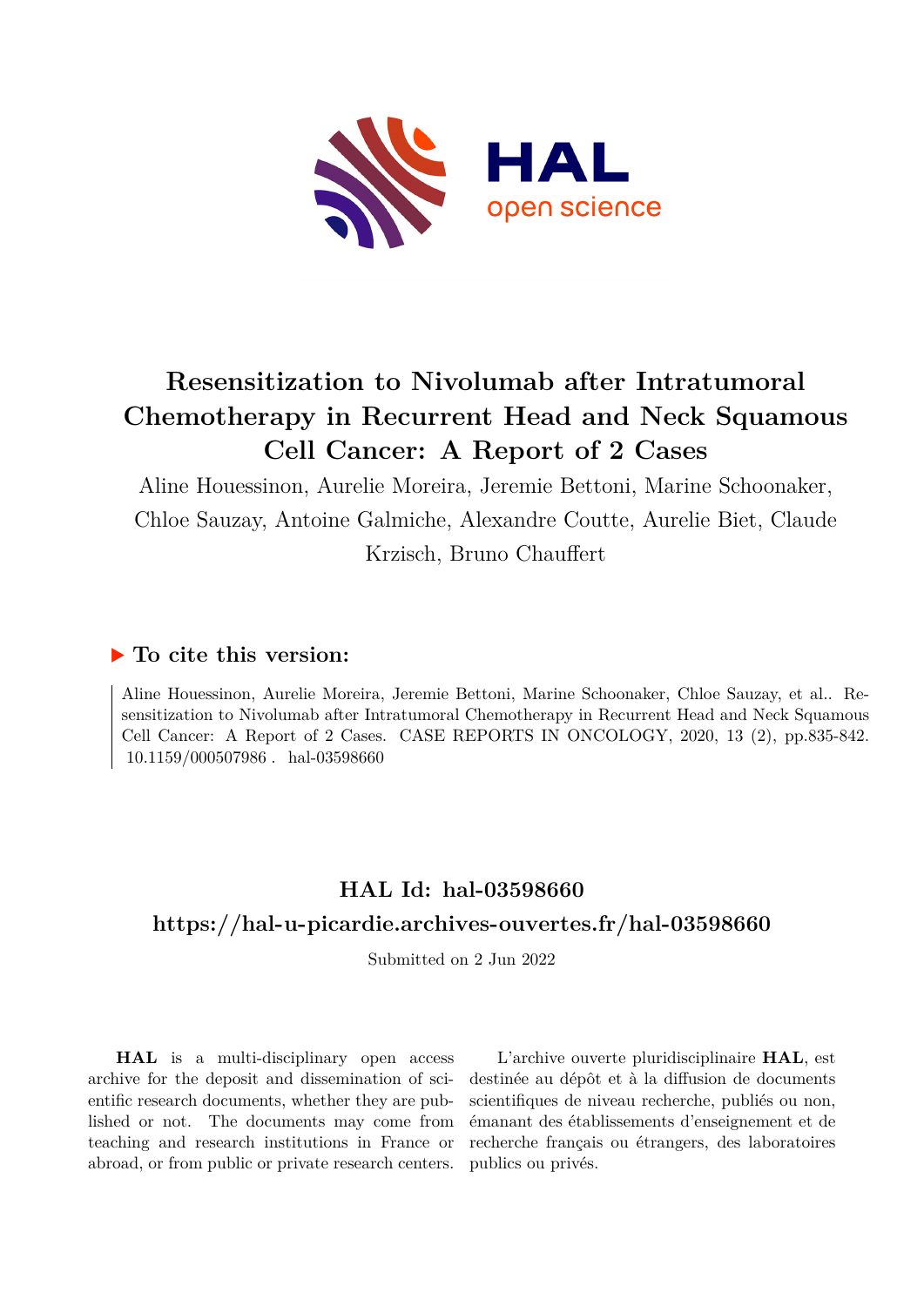# Resensitization to Nivolumab after Intratumoral Chemotherapy in Recurrent Head and Neck Squamous Cell Cancer: A Report of 2 Cases

Aline Houessinon, Aurelie Moreira, Jeremie Bettoni, Marine Schoonaker, Chloe Sauzay, Antoine Galmiche, Alexandre Coutte, Aurelie Biet, Claude Krzisch, Bruno Chauffert

## ▶ To cite this version:

Aline Houessinon, Aurelie Moreira, Jeremie Bettoni, Marine Schoonaker, Chloe Sauzay, et al.. Resensitization to Nivolumab after Intratumoral Chemotherapy in Recurrent Head and Neck Squamous Cell Cancer: A Report of 2 Cases. CASE REPORTS IN ONCOLOGY, 2020, 13 (2), pp.835-842. 10.1159/000507986 . hal-03598660

## HAL Id: hal-03598660

## https://hal-u-picardie.archives-ouvertes.fr/hal-03598660

Submitted on 2 Jun 2022

**HAL** is a multi-disciplinary open access archive for the deposit and dissemination of scientific research documents, whether they are published or not. The documents may come from teaching and research institutions in France or abroad, or from public or private research centers.

L'archive ouverte pluridisciplinaire **HAL**, est destinée au dépôt et à la diffusion de documents scientifiques de niveau recherche, publiés ou non, émanant des établissements d'enseignement et de recherche français ou étrangers, des laboratoires publics ou privés.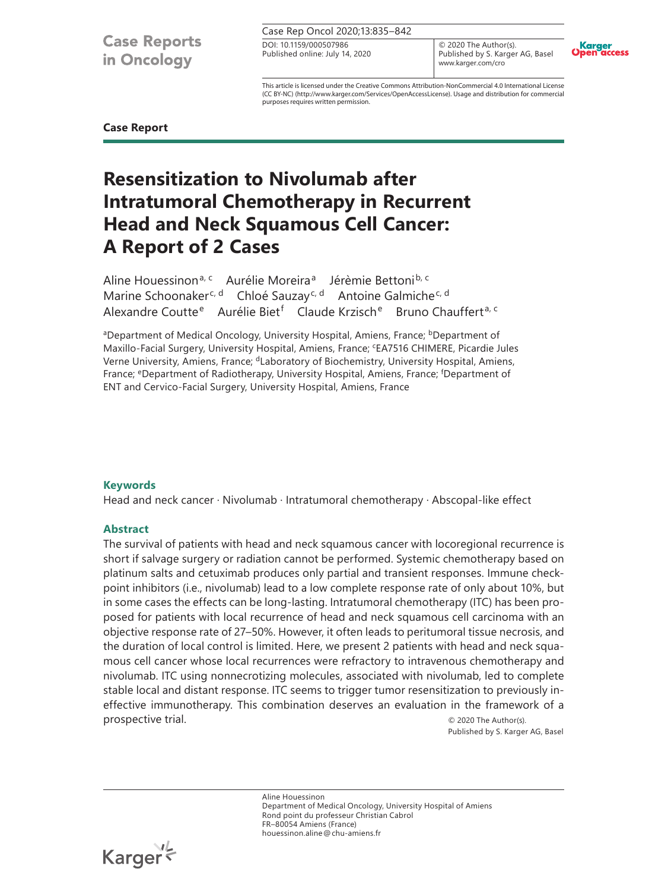Case Report

# Resensitization to Nivolumab after Intratumoral Chemotherapy in Recurrent Head and Neck Squamous Cell Cancer: A Report of 2 Cases

Aline Houessinon[a, c] Aurélie Moreira[a] Jérèmie Bettoni[b, c] Marine Schoonaker[c, d] Chloé Sauzay[c, d] Antoine Galmiche[c, d] Alexandre Coutte[e] Aurélie Biet[f] Claude Krzisch[e] Bruno Chauffert[a, c]

[a]Department of Medical Oncology, University Hospital, Amiens, France; [b]Department of Maxillo-Facial Surgery, University Hospital, Amiens, France; [c]EA7516 CHIMERE, Picardie Jules Verne University, Amiens, France; [d]Laboratory of Biochemistry, University Hospital, Amiens, France; [e]Department of Radiotherapy, University Hospital, Amiens, France; [f]Department of ENT and Cervico-Facial Surgery, University Hospital, Amiens, France

## Keywords

Head and neck cancer · Nivolumab · Intratumoral chemotherapy · Abscopal-like effect

## Abstract

The survival of patients with head and neck squamous cancer with locoregional recurrence is short if salvage surgery or radiation cannot be performed. Systemic chemotherapy based on platinum salts and cetuximab produces only partial and transient responses. Immune checkpoint inhibitors (i.e., nivolumab) lead to a low complete response rate of only about 10%, but in some cases the effects can be long-lasting. Intratumoral chemotherapy (ITC) has been proposed for patients with local recurrence of head and neck squamous cell carcinoma with an objective response rate of 27–50%. However, it often leads to peritumoral tissue necrosis, and the duration of local control is limited. Here, we present 2 patients with head and neck squamous cell cancer whose local recurrences were refractory to intravenous chemotherapy and nivolumab. ITC using nonnecrotizing molecules, associated with nivolumab, led to complete stable local and distant response. ITC seems to trigger tumor resensitization to previously ineffective immunotherapy. This combination deserves an evaluation in the framework of a prospective trial.

© 2020 The Author(s).
Published by S. Karger AG, Basel

Aline Houessinon
Department of Medical Oncology, University Hospital of Amiens
Rond point du professeur Christian Cabrol
FR–80054 Amiens (France)
houessinon.aline@chu-amiens.fr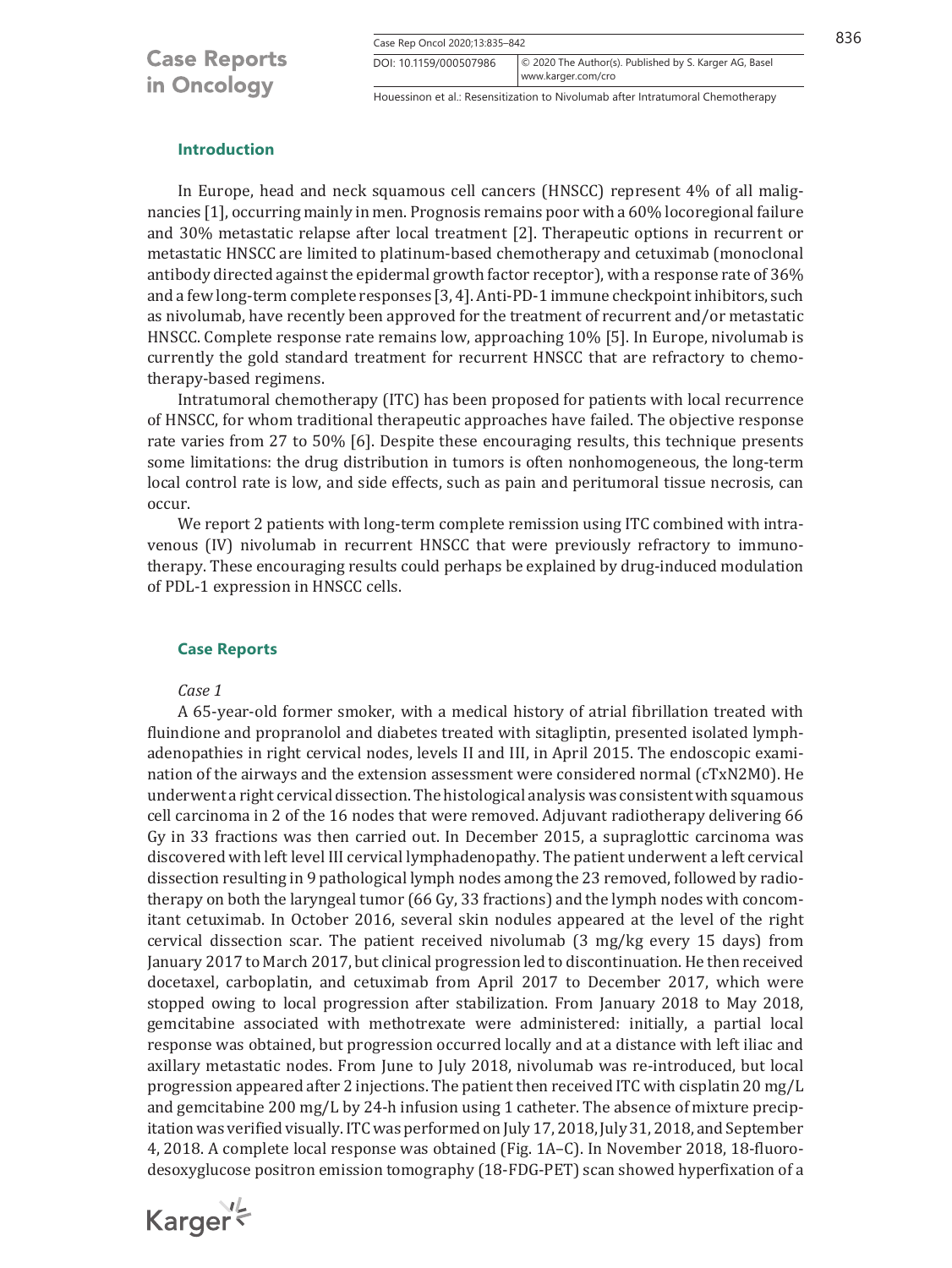## Introduction

In Europe, head and neck squamous cell cancers (HNSCC) represent 4% of all malignancies [1], occurring mainly in men. Prognosis remains poor with a 60% locoregional failure and 30% metastatic relapse after local treatment [2]. Therapeutic options in recurrent or metastatic HNSCC are limited to platinum-based chemotherapy and cetuximab (monoclonal antibody directed against the epidermal growth factor receptor), with a response rate of 36% and a few long-term complete responses [3, 4]. Anti-PD-1 immune checkpoint inhibitors, such as nivolumab, have recently been approved for the treatment of recurrent and/or metastatic HNSCC. Complete response rate remains low, approaching 10% [5]. In Europe, nivolumab is currently the gold standard treatment for recurrent HNSCC that are refractory to chemotherapy-based regimens.

Intratumoral chemotherapy (ITC) has been proposed for patients with local recurrence of HNSCC, for whom traditional therapeutic approaches have failed. The objective response rate varies from 27 to 50% [6]. Despite these encouraging results, this technique presents some limitations: the drug distribution in tumors is often nonhomogeneous, the long-term local control rate is low, and side effects, such as pain and peritumoral tissue necrosis, can occur.

We report 2 patients with long-term complete remission using ITC combined with intravenous (IV) nivolumab in recurrent HNSCC that were previously refractory to immunotherapy. These encouraging results could perhaps be explained by drug-induced modulation of PDL-1 expression in HNSCC cells.

## Case Reports

### *Case 1*

A 65-year-old former smoker, with a medical history of atrial fibrillation treated with fluindione and propranolol and diabetes treated with sitagliptin, presented isolated lymphadenopathies in right cervical nodes, levels II and III, in April 2015. The endoscopic examination of the airways and the extension assessment were considered normal (cTxN2M0). He underwent a right cervical dissection. The histological analysis was consistent with squamous cell carcinoma in 2 of the 16 nodes that were removed. Adjuvant radiotherapy delivering 66 Gy in 33 fractions was then carried out. In December 2015, a supraglottic carcinoma was discovered with left level III cervical lymphadenopathy. The patient underwent a left cervical dissection resulting in 9 pathological lymph nodes among the 23 removed, followed by radiotherapy on both the laryngeal tumor (66 Gy, 33 fractions) and the lymph nodes with concomitant cetuximab. In October 2016, several skin nodules appeared at the level of the right cervical dissection scar. The patient received nivolumab (3 mg/kg every 15 days) from January 2017 to March 2017, but clinical progression led to discontinuation. He then received docetaxel, carboplatin, and cetuximab from April 2017 to December 2017, which were stopped owing to local progression after stabilization. From January 2018 to May 2018, gemcitabine associated with methotrexate were administered: initially, a partial local response was obtained, but progression occurred locally and at a distance with left iliac and axillary metastatic nodes. From June to July 2018, nivolumab was re-introduced, but local progression appeared after 2 injections. The patient then received ITC with cisplatin 20 mg/L and gemcitabine 200 mg/L by 24-h infusion using 1 catheter. The absence of mixture precipitation was verified visually. ITC was performed on July 17, 2018, July 31, 2018, and September 4, 2018. A complete local response was obtained (Fig. 1A–C). In November 2018, 18-fluorodesoxyglucose positron emission tomography (18-FDG-PET) scan showed hyperfixation of a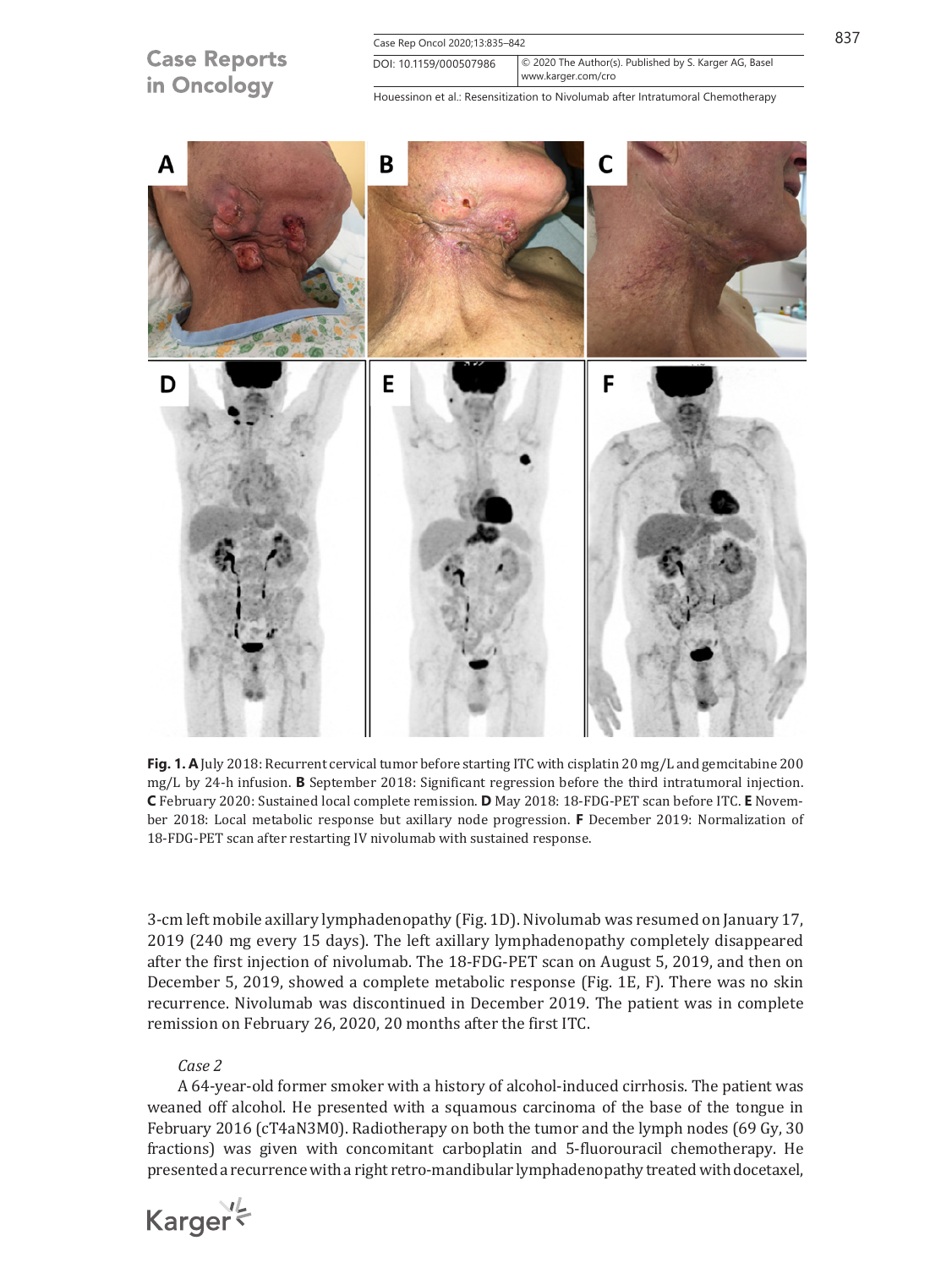**Fig. 1. A** July 2018: Recurrent cervical tumor before starting ITC with cisplatin 20 mg/L and gemcitabine 200 mg/L by 24-h infusion. **B** September 2018: Significant regression before the third intratumoral injection. **C** February 2020: Sustained local complete remission. **D** May 2018: 18-FDG-PET scan before ITC. **E** November 2018: Local metabolic response but axillary node progression. **F** December 2019: Normalization of 18-FDG-PET scan after restarting IV nivolumab with sustained response.

3-cm left mobile axillary lymphadenopathy (Fig. 1D). Nivolumab was resumed on January 17, 2019 (240 mg every 15 days). The left axillary lymphadenopathy completely disappeared after the first injection of nivolumab. The 18-FDG-PET scan on August 5, 2019, and then on December 5, 2019, showed a complete metabolic response (Fig. 1E, F). There was no skin recurrence. Nivolumab was discontinued in December 2019. The patient was in complete remission on February 26, 2020, 20 months after the first ITC.

*Case 2*

A 64-year-old former smoker with a history of alcohol-induced cirrhosis. The patient was weaned off alcohol. He presented with a squamous carcinoma of the base of the tongue in February 2016 (cT4aN3M0). Radiotherapy on both the tumor and the lymph nodes (69 Gy, 30 fractions) was given with concomitant carboplatin and 5-fluorouracil chemotherapy. He presented a recurrence with a right retro-mandibular lymphadenopathy treated with docetaxel,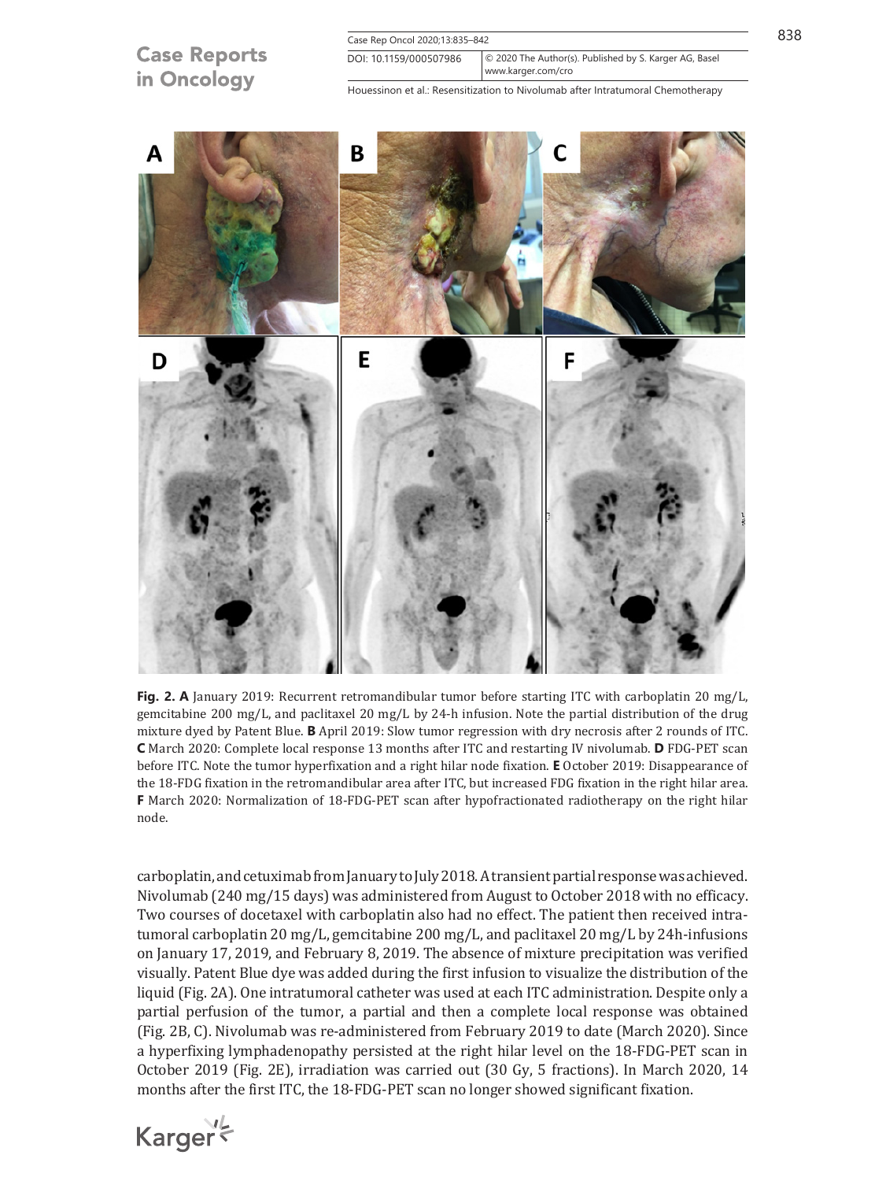**Fig. 2. A** January 2019: Recurrent retromandibular tumor before starting ITC with carboplatin 20 mg/L, gemcitabine 200 mg/L, and paclitaxel 20 mg/L by 24-h infusion. Note the partial distribution of the drug mixture dyed by Patent Blue. **B** April 2019: Slow tumor regression with dry necrosis after 2 rounds of ITC. **C** March 2020: Complete local response 13 months after ITC and restarting IV nivolumab. **D** FDG-PET scan before ITC. Note the tumor hyperfixation and a right hilar node fixation. **E** October 2019: Disappearance of the 18-FDG fixation in the retromandibular area after ITC, but increased FDG fixation in the right hilar area. **F** March 2020: Normalization of 18-FDG-PET scan after hypofractionated radiotherapy on the right hilar node.

carboplatin, and cetuximab from January to July 2018. A transient partial response was achieved. Nivolumab (240 mg/15 days) was administered from August to October 2018 with no efficacy. Two courses of docetaxel with carboplatin also had no effect. The patient then received intratumoral carboplatin 20 mg/L, gemcitabine 200 mg/L, and paclitaxel 20 mg/L by 24h-infusions on January 17, 2019, and February 8, 2019. The absence of mixture precipitation was verified visually. Patent Blue dye was added during the first infusion to visualize the distribution of the liquid (Fig. 2A). One intratumoral catheter was used at each ITC administration. Despite only a partial perfusion of the tumor, a partial and then a complete local response was obtained (Fig. 2B, C). Nivolumab was re-administered from February 2019 to date (March 2020). Since a hyperfixing lymphadenopathy persisted at the right hilar level on the 18-FDG-PET scan in October 2019 (Fig. 2E), irradiation was carried out (30 Gy, 5 fractions). In March 2020, 14 months after the first ITC, the 18-FDG-PET scan no longer showed significant fixation.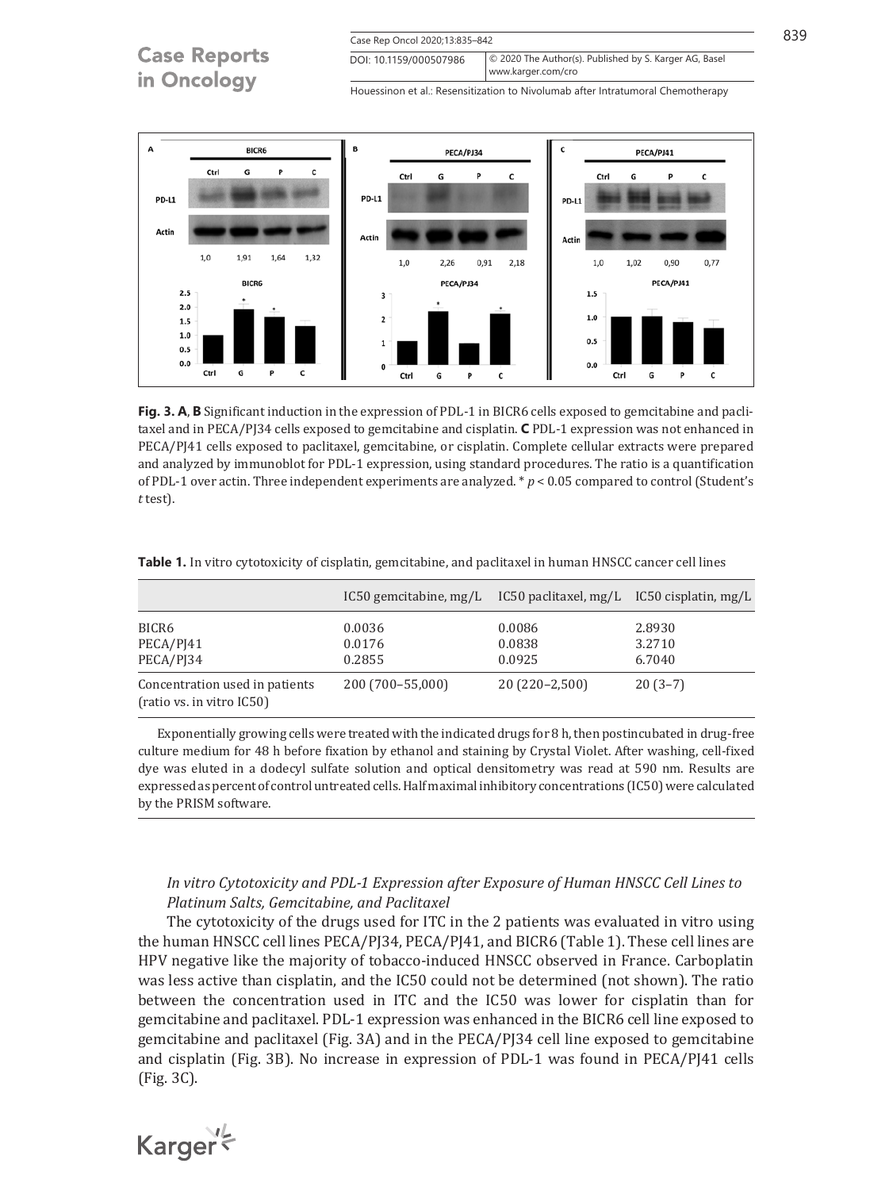**Fig. 3. A**, **B** Significant induction in the expression of PDL-1 in BICR6 cells exposed to gemcitabine and paclitaxel and in PECA/PJ34 cells exposed to gemcitabine and cisplatin. **C** PDL-1 expression was not enhanced in PECA/PJ41 cells exposed to paclitaxel, gemcitabine, or cisplatin. Complete cellular extracts were prepared and analyzed by immunoblot for PDL-1 expression, using standard procedures. The ratio is a quantification of PDL-1 over actin. Three independent experiments are analyzed. * $p < 0.05$ compared to control (Student's *t* test).

**Table 1.** In vitro cytotoxicity of cisplatin, gemcitabine, and paclitaxel in human HNSCC cancer cell lines

| | IC50 gemcitabine, mg/L | IC50 paclitaxel, mg/L | IC50 cisplatin, mg/L |
|---|---|---|---|
| BICR6 | 0.0036 | 0.0086 | 2.8930 |
| PECA/PJ41 | 0.0176 | 0.0838 | 3.2710 |
| PECA/PJ34 | 0.2855 | 0.0925 | 6.7040 |
| Concentration used in patients (ratio vs. in vitro IC50) | 200 (700–55,000) | 20 (220–2,500) | 20 (3–7) |

Exponentially growing cells were treated with the indicated drugs for 8 h, then postincubated in drug-free culture medium for 48 h before fixation by ethanol and staining by Crystal Violet. After washing, cell-fixed dye was eluted in a dodecyl sulfate solution and optical densitometry was read at 590 nm. Results are expressed as percent of control untreated cells. Half maximal inhibitory concentrations (IC50) were calculated by the PRISM software.

### *In vitro Cytotoxicity and PDL-1 Expression after Exposure of Human HNSCC Cell Lines to Platinum Salts, Gemcitabine, and Paclitaxel*

The cytotoxicity of the drugs used for ITC in the 2 patients was evaluated in vitro using the human HNSCC cell lines PECA/PJ34, PECA/PJ41, and BICR6 (Table 1). These cell lines are HPV negative like the majority of tobacco-induced HNSCC observed in France. Carboplatin was less active than cisplatin, and the IC50 could not be determined (not shown). The ratio between the concentration used in ITC and the IC50 was lower for cisplatin than for gemcitabine and paclitaxel. PDL-1 expression was enhanced in the BICR6 cell line exposed to gemcitabine and paclitaxel (Fig. 3A) and in the PECA/PJ34 cell line exposed to gemcitabine and cisplatin (Fig. 3B). No increase in expression of PDL-1 was found in PECA/PJ41 cells (Fig. 3C).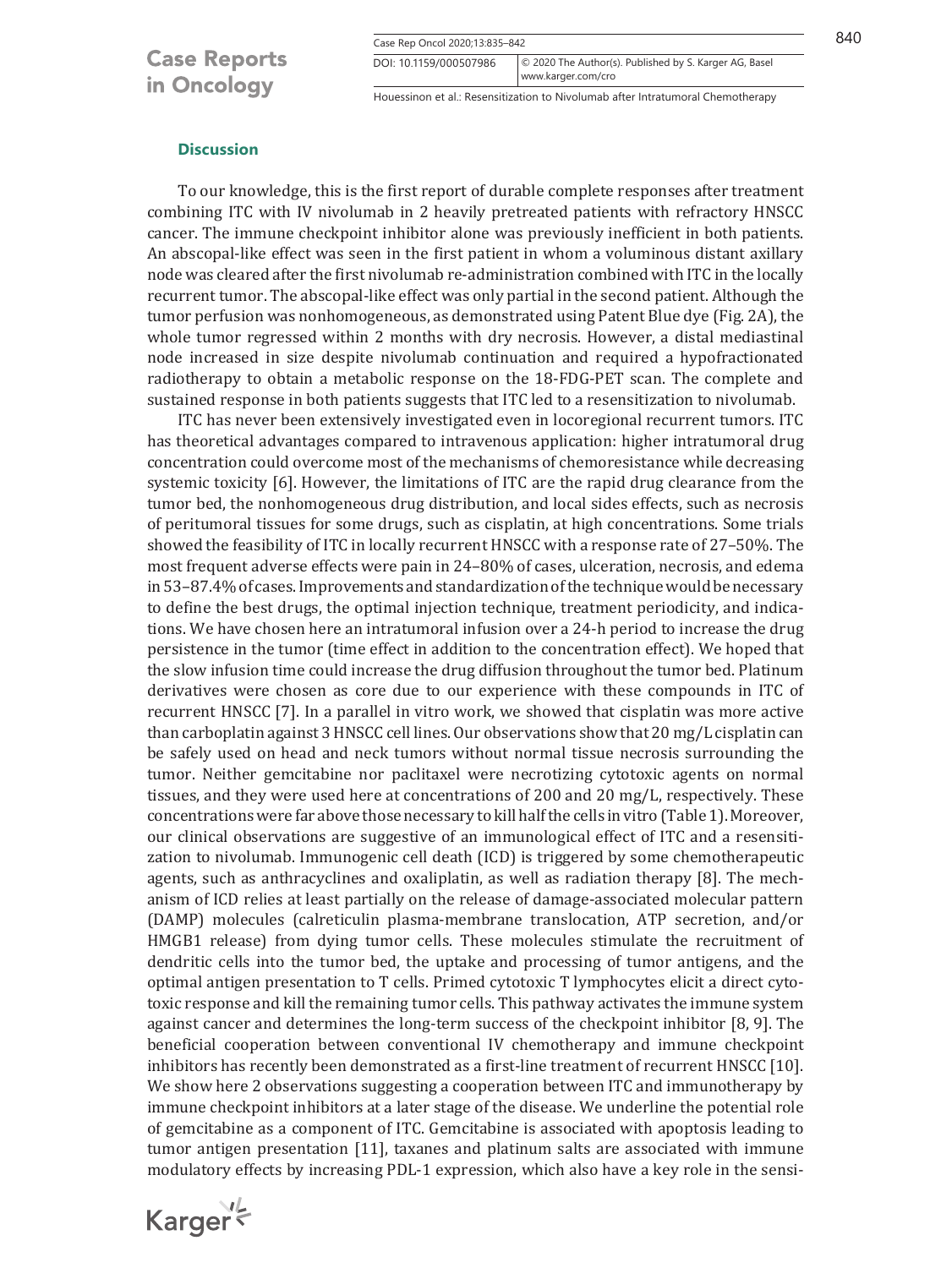### Discussion

To our knowledge, this is the first report of durable complete responses after treatment combining ITC with IV nivolumab in 2 heavily pretreated patients with refractory HNSCC cancer. The immune checkpoint inhibitor alone was previously inefficient in both patients. An abscopal-like effect was seen in the first patient in whom a voluminous distant axillary node was cleared after the first nivolumab re-administration combined with ITC in the locally recurrent tumor. The abscopal-like effect was only partial in the second patient. Although the tumor perfusion was nonhomogeneous, as demonstrated using Patent Blue dye (Fig. 2A), the whole tumor regressed within 2 months with dry necrosis. However, a distal mediastinal node increased in size despite nivolumab continuation and required a hypofractionated radiotherapy to obtain a metabolic response on the 18-FDG-PET scan. The complete and sustained response in both patients suggests that ITC led to a resensitization to nivolumab.

ITC has never been extensively investigated even in locoregional recurrent tumors. ITC has theoretical advantages compared to intravenous application: higher intratumoral drug concentration could overcome most of the mechanisms of chemoresistance while decreasing systemic toxicity [6]. However, the limitations of ITC are the rapid drug clearance from the tumor bed, the nonhomogeneous drug distribution, and local sides effects, such as necrosis of peritumoral tissues for some drugs, such as cisplatin, at high concentrations. Some trials showed the feasibility of ITC in locally recurrent HNSCC with a response rate of 27–50%. The most frequent adverse effects were pain in 24–80% of cases, ulceration, necrosis, and edema in 53–87.4% of cases. Improvements and standardization of the technique would be necessary to define the best drugs, the optimal injection technique, treatment periodicity, and indications. We have chosen here an intratumoral infusion over a 24-h period to increase the drug persistence in the tumor (time effect in addition to the concentration effect). We hoped that the slow infusion time could increase the drug diffusion throughout the tumor bed. Platinum derivatives were chosen as core due to our experience with these compounds in ITC of recurrent HNSCC [7]. In a parallel in vitro work, we showed that cisplatin was more active than carboplatin against 3 HNSCC cell lines. Our observations show that 20 mg/L cisplatin can be safely used on head and neck tumors without normal tissue necrosis surrounding the tumor. Neither gemcitabine nor paclitaxel were necrotizing cytotoxic agents on normal tissues, and they were used here at concentrations of 200 and 20 mg/L, respectively. These concentrations were far above those necessary to kill half the cells in vitro (Table 1). Moreover, our clinical observations are suggestive of an immunological effect of ITC and a resensitization to nivolumab. Immunogenic cell death (ICD) is triggered by some chemotherapeutic agents, such as anthracyclines and oxaliplatin, as well as radiation therapy [8]. The mechanism of ICD relies at least partially on the release of damage-associated molecular pattern (DAMP) molecules (calreticulin plasma-membrane translocation, ATP secretion, and/or HMGB1 release) from dying tumor cells. These molecules stimulate the recruitment of dendritic cells into the tumor bed, the uptake and processing of tumor antigens, and the optimal antigen presentation to T cells. Primed cytotoxic T lymphocytes elicit a direct cytotoxic response and kill the remaining tumor cells. This pathway activates the immune system against cancer and determines the long-term success of the checkpoint inhibitor [8, 9]. The beneficial cooperation between conventional IV chemotherapy and immune checkpoint inhibitors has recently been demonstrated as a first-line treatment of recurrent HNSCC [10]. We show here 2 observations suggesting a cooperation between ITC and immunotherapy by immune checkpoint inhibitors at a later stage of the disease. We underline the potential role of gemcitabine as a component of ITC. Gemcitabine is associated with apoptosis leading to tumor antigen presentation [11], taxanes and platinum salts are associated with immune modulatory effects by increasing PDL-1 expression, which also have a key role in the sensi-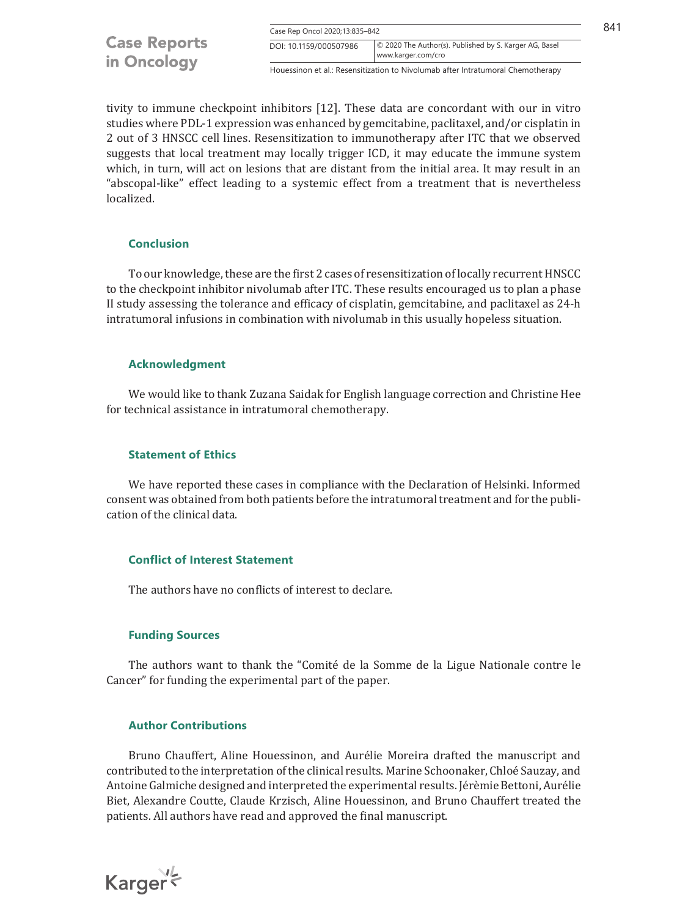tivity to immune checkpoint inhibitors [12]. These data are concordant with our in vitro studies where PDL-1 expression was enhanced by gemcitabine, paclitaxel, and/or cisplatin in 2 out of 3 HNSCC cell lines. Resensitization to immunotherapy after ITC that we observed suggests that local treatment may locally trigger ICD, it may educate the immune system which, in turn, will act on lesions that are distant from the initial area. It may result in an "abscopal-like" effect leading to a systemic effect from a treatment that is nevertheless localized.

## Conclusion

To our knowledge, these are the first 2 cases of resensitization of locally recurrent HNSCC to the checkpoint inhibitor nivolumab after ITC. These results encouraged us to plan a phase II study assessing the tolerance and efficacy of cisplatin, gemcitabine, and paclitaxel as 24-h intratumoral infusions in combination with nivolumab in this usually hopeless situation.

## Acknowledgment

We would like to thank Zuzana Saidak for English language correction and Christine Hee for technical assistance in intratumoral chemotherapy.

## Statement of Ethics

We have reported these cases in compliance with the Declaration of Helsinki. Informed consent was obtained from both patients before the intratumoral treatment and for the publication of the clinical data.

## Conflict of Interest Statement

The authors have no conflicts of interest to declare.

## Funding Sources

The authors want to thank the "Comité de la Somme de la Ligue Nationale contre le Cancer" for funding the experimental part of the paper.

## Author Contributions

Bruno Chauffert, Aline Houessinon, and Aurélie Moreira drafted the manuscript and contributed to the interpretation of the clinical results. Marine Schoonaker, Chloé Sauzay, and Antoine Galmiche designed and interpreted the experimental results. Jérèmie Bettoni, Aurélie Biet, Alexandre Coutte, Claude Krzisch, Aline Houessinon, and Bruno Chauffert treated the patients. All authors have read and approved the final manuscript.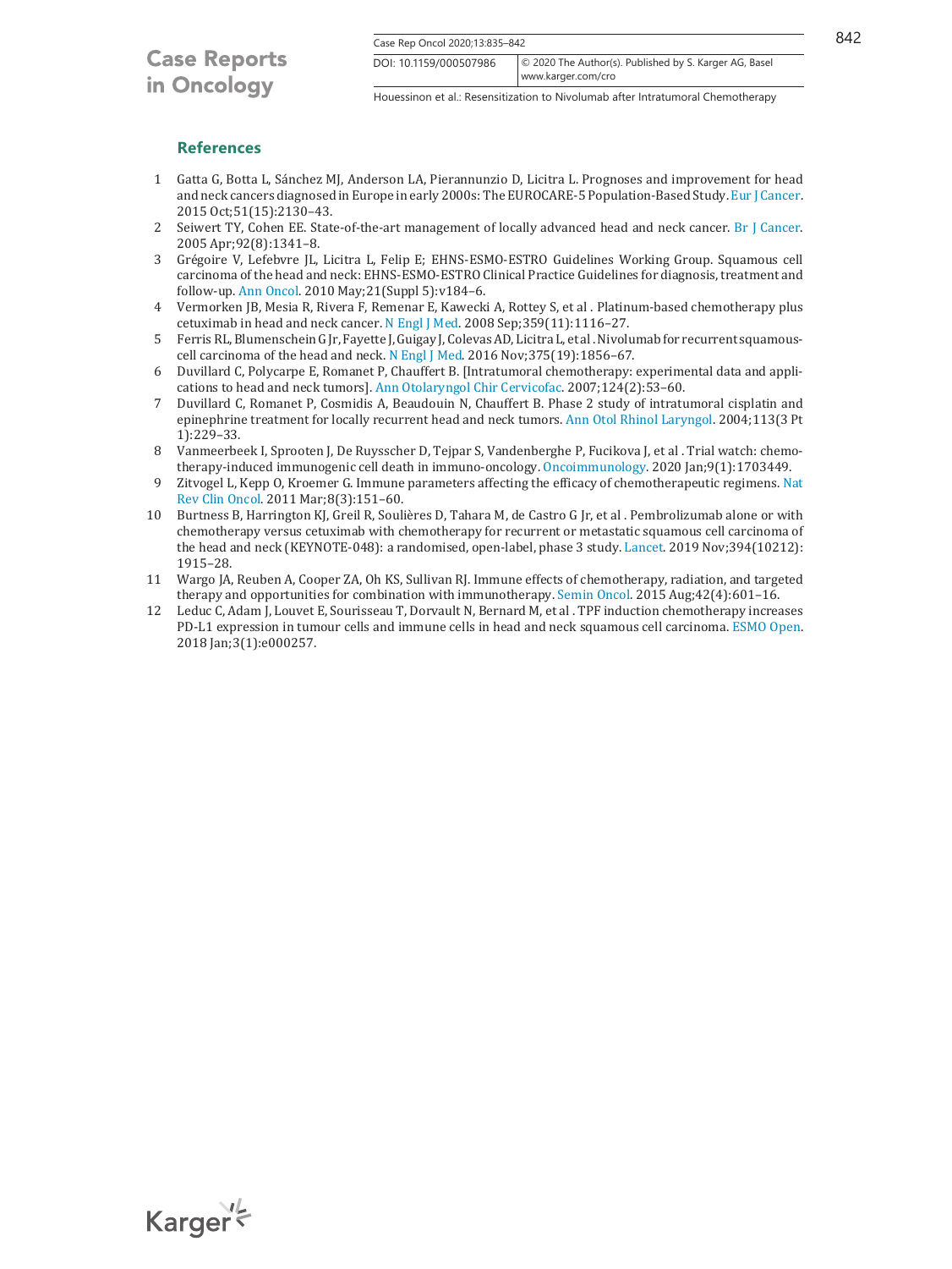## References

1. Gatta G, Botta L, Sánchez MJ, Anderson LA, Pierannunzio D, Licitra L. Prognoses and improvement for head and neck cancers diagnosed in Europe in early 2000s: The EUROCARE-5 Population-Based Study. Eur J Cancer. 2015 Oct;51(15):2130–43.
2. Seiwert TY, Cohen EE. State-of-the-art management of locally advanced head and neck cancer. Br J Cancer. 2005 Apr;92(8):1341–8.
3. Grégoire V, Lefebvre JL, Licitra L, Felip E; EHNS-ESMO-ESTRO Guidelines Working Group. Squamous cell carcinoma of the head and neck: EHNS-ESMO-ESTRO Clinical Practice Guidelines for diagnosis, treatment and follow-up. Ann Oncol. 2010 May;21(Suppl 5):v184–6.
4. Vermorken JB, Mesia R, Rivera F, Remenar E, Kawecki A, Rottey S, et al . Platinum-based chemotherapy plus cetuximab in head and neck cancer. N Engl J Med. 2008 Sep;359(11):1116–27.
5. Ferris RL, Blumenschein G Jr, Fayette J, Guigay J, Colevas AD, Licitra L, et al . Nivolumab for recurrent squamous-cell carcinoma of the head and neck. N Engl J Med. 2016 Nov;375(19):1856–67.
6. Duvillard C, Polycarpe E, Romanet P, Chauffert B. [Intratumoral chemotherapy: experimental data and applications to head and neck tumors]. Ann Otolaryngol Chir Cervicofac. 2007;124(2):53–60.
7. Duvillard C, Romanet P, Cosmidis A, Beaudouin N, Chauffert B. Phase 2 study of intratumoral cisplatin and epinephrine treatment for locally recurrent head and neck tumors. Ann Otol Rhinol Laryngol. 2004;113(3 Pt 1):229–33.
8. Vanmeerbeek I, Sprooten J, De Ruysscher D, Tejpar S, Vandenberghe P, Fucikova J, et al . Trial watch: chemotherapy-induced immunogenic cell death in immuno-oncology. Oncoimmunology. 2020 Jan;9(1):1703449.
9. Zitvogel L, Kepp O, Kroemer G. Immune parameters affecting the efficacy of chemotherapeutic regimens. Nat Rev Clin Oncol. 2011 Mar;8(3):151–60.
10. Burtness B, Harrington KJ, Greil R, Soulières D, Tahara M, de Castro G Jr, et al . Pembrolizumab alone or with chemotherapy versus cetuximab with chemotherapy for recurrent or metastatic squamous cell carcinoma of the head and neck (KEYNOTE-048): a randomised, open-label, phase 3 study. Lancet. 2019 Nov;394(10212): 1915–28.
11. Wargo JA, Reuben A, Cooper ZA, Oh KS, Sullivan RJ. Immune effects of chemotherapy, radiation, and targeted therapy and opportunities for combination with immunotherapy. Semin Oncol. 2015 Aug;42(4):601–16.
12. Leduc C, Adam J, Louvet E, Sourisseau T, Dorvault N, Bernard M, et al . TPF induction chemotherapy increases PD-L1 expression in tumour cells and immune cells in head and neck squamous cell carcinoma. ESMO Open. 2018 Jan;3(1):e000257.